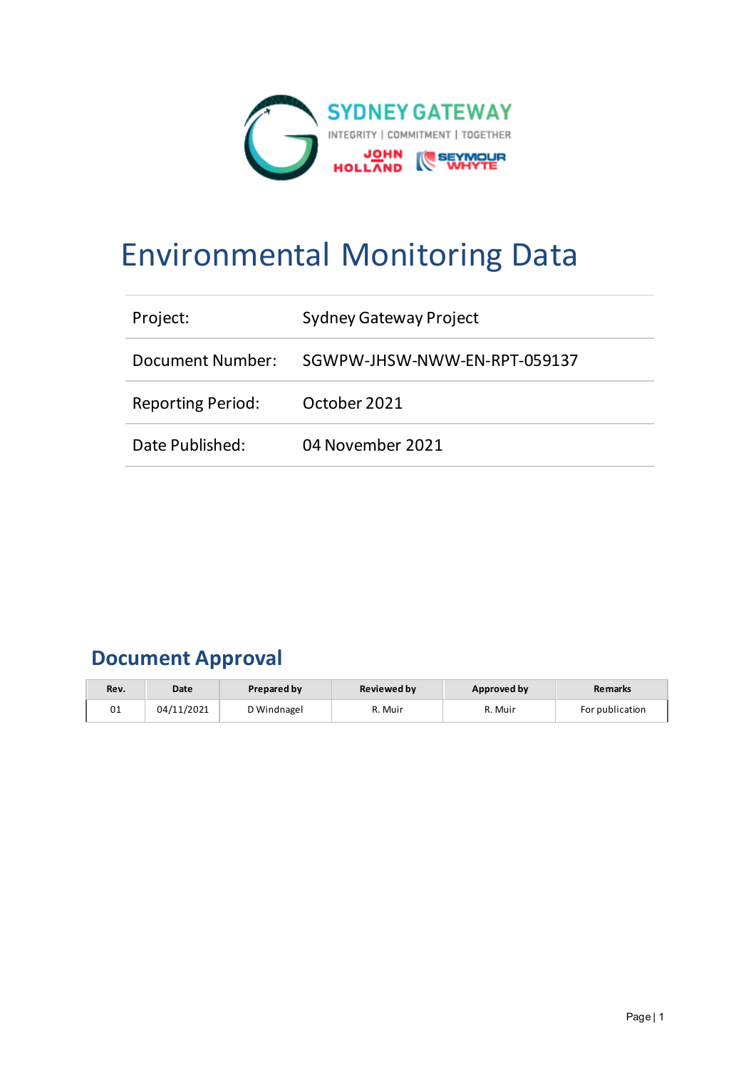SYDNEY GATEWAY

INTEGRITY | COMMITMENT | TOGETHER

JOHN HOLLAND SEYMOUR WHYTE

# Environmental Monitoring Data

| | |
|---|---|
| Project: | Sydney Gateway Project |
| Document Number: | SGWPW-JHSW-NWW-EN-RPT-059137 |
| Reporting Period: | October 2021 |
| Date Published: | 04 November 2021 |

## Document Approval

| Rev. | Date | Prepared by | Reviewed by | Approved by | Remarks |
|---|---|---|---|---|---|
| 01 | 04/11/2021 | D Windnagel | R. Muir | R. Muir | For publication |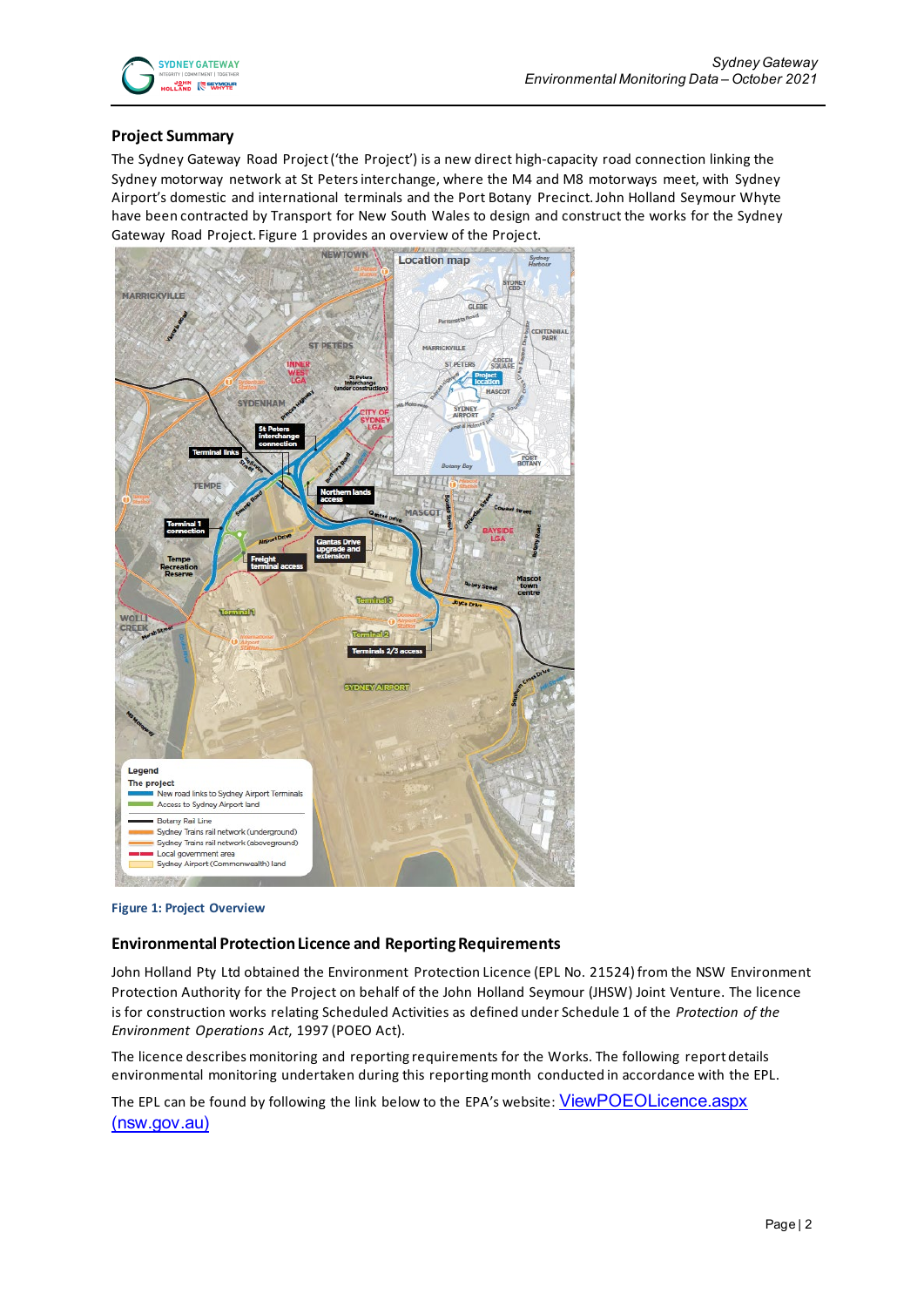## Project Summary

The Sydney Gateway Road Project ('the Project') is a new direct high-capacity road connection linking the Sydney motorway network at St Peters interchange, where the M4 and M8 motorways meet, with Sydney Airport's domestic and international terminals and the Port Botany Precinct. John Holland Seymour Whyte have been contracted by Transport for New South Wales to design and construct the works for the Sydney Gateway Road Project. Figure 1 provides an overview of the Project.

**Figure 1: Project Overview**

## Environmental Protection Licence and Reporting Requirements

John Holland Pty Ltd obtained the Environment Protection Licence (EPL No. 21524) from the NSW Environment Protection Authority for the Project on behalf of the John Holland Seymour (JHSW) Joint Venture. The licence is for construction works relating Scheduled Activities as defined under Schedule 1 of the *Protection of the Environment Operations Act*, 1997 (POEO Act).

The licence describes monitoring and reporting requirements for the Works. The following report details environmental monitoring undertaken during this reporting month conducted in accordance with the EPL.

The EPL can be found by following the link below to the EPA's website: [ViewPOEOLicence.aspx (nsw.gov.au)]()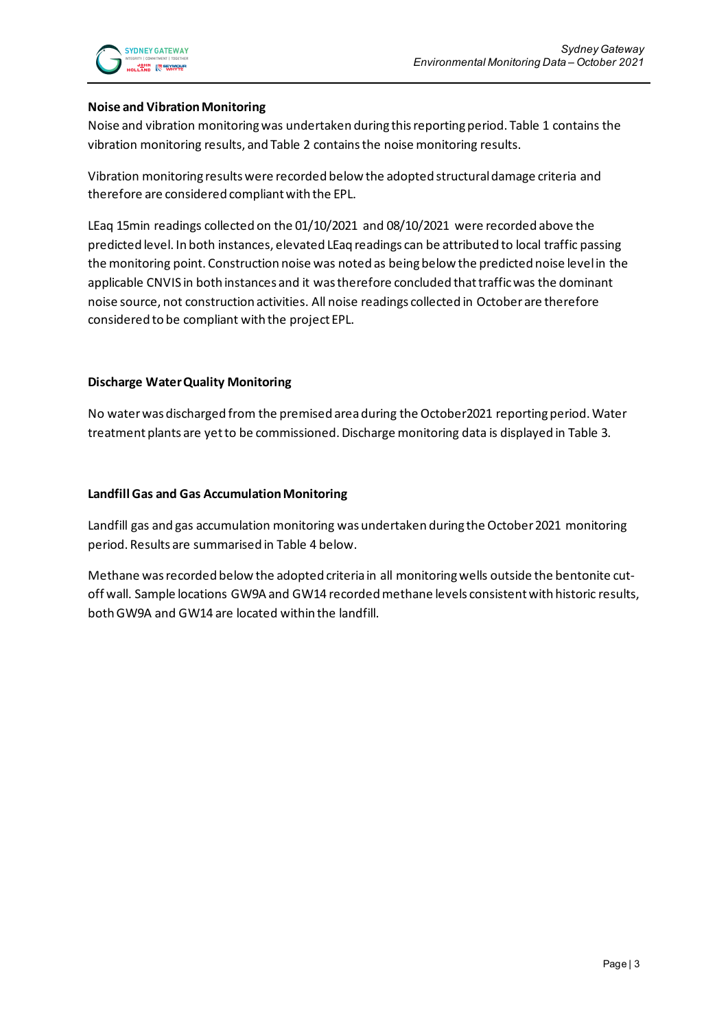**Noise and Vibration Monitoring**

Noise and vibration monitoring was undertaken during this reporting period. Table 1 contains the vibration monitoring results, and Table 2 contains the noise monitoring results.

Vibration monitoring results were recorded below the adopted structural damage criteria and therefore are considered compliant with the EPL.

LEaq 15min readings collected on the 01/10/2021 and 08/10/2021 were recorded above the predicted level. In both instances, elevated LEaq readings can be attributed to local traffic passing the monitoring point. Construction noise was noted as being below the predicted noise level in the applicable CNVIS in both instances and it was therefore concluded that traffic was the dominant noise source, not construction activities. All noise readings collected in October are therefore considered to be compliant with the project EPL.

**Discharge Water Quality Monitoring**

No water was discharged from the premised area during the October2021 reporting period. Water treatment plants are yet to be commissioned. Discharge monitoring data is displayed in Table 3.

**Landfill Gas and Gas Accumulation Monitoring**

Landfill gas and gas accumulation monitoring was undertaken during the October 2021 monitoring period. Results are summarised in Table 4 below.

Methane was recorded below the adopted criteria in all monitoring wells outside the bentonite cut-off wall. Sample locations GW9A and GW14 recorded methane levels consistent with historic results, both GW9A and GW14 are located within the landfill.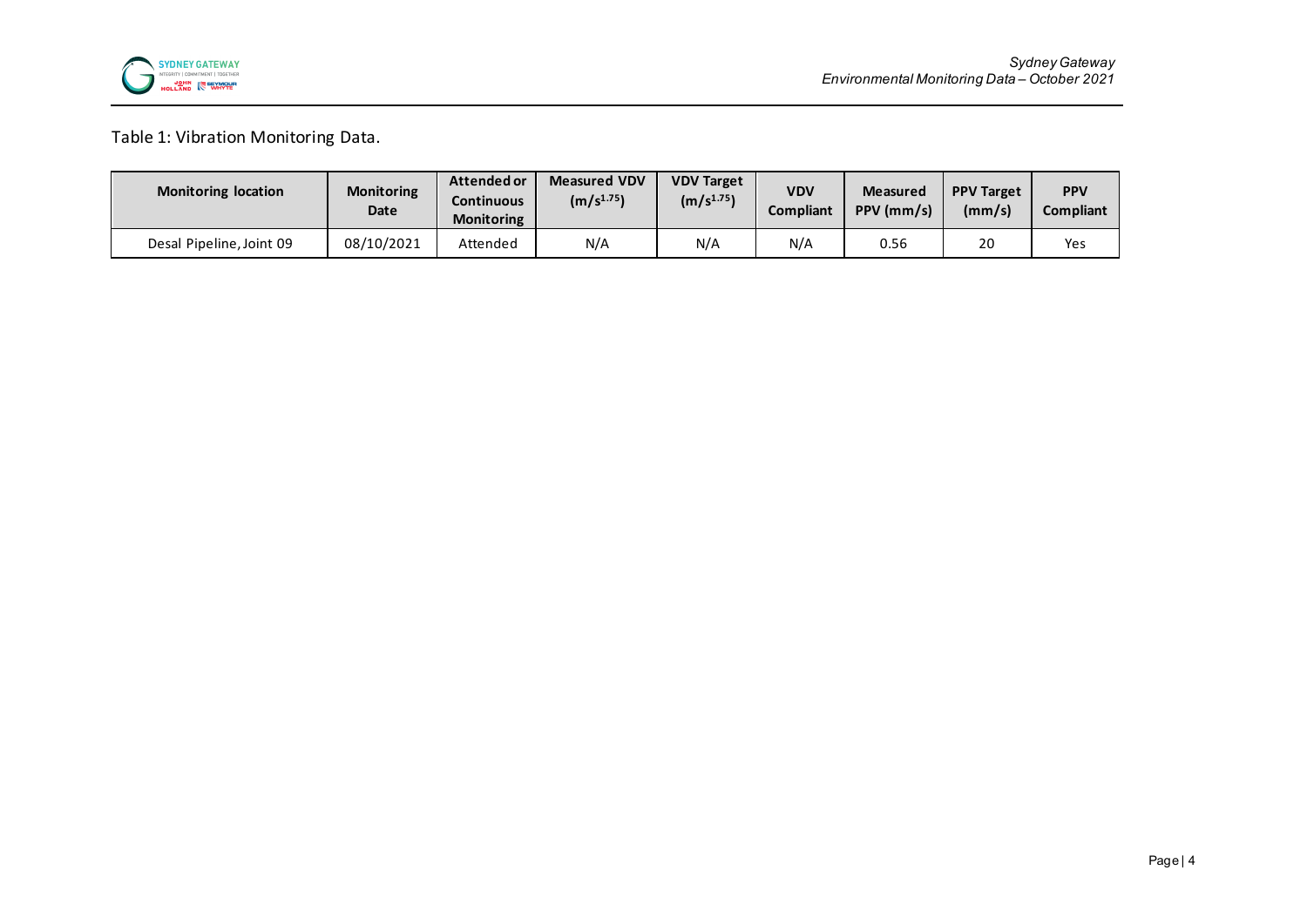Table 1: Vibration Monitoring Data.

| Monitoring location | Monitoring Date | Attended or Continuous Monitoring | Measured VDV ($m/s^{1.75}$) | VDV Target ($m/s^{1.75}$) | VDV Compliant | Measured PPV (mm/s) | PPV Target (mm/s) | PPV Compliant |
|---|---|---|---|---|---|---|---|---|
| Desal Pipeline, Joint 09 | 08/10/2021 | Attended | N/A | N/A | N/A | 0.56 | 20 | Yes |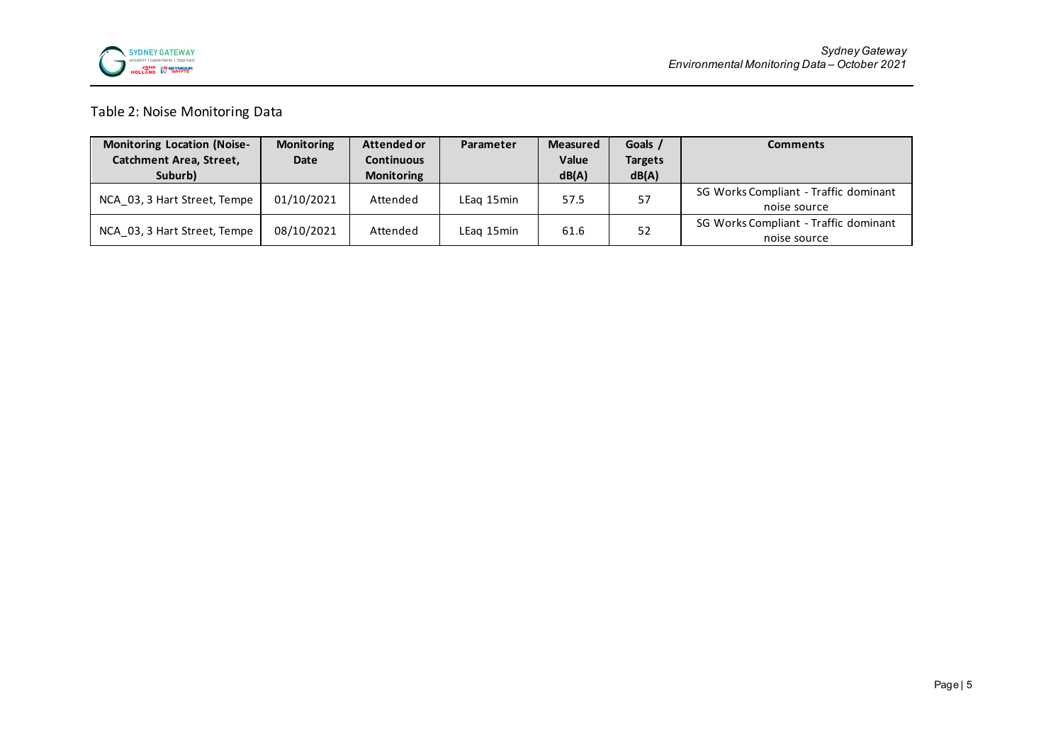Table 2: Noise Monitoring Data

| Monitoring Location (Noise-Catchment Area, Street, Suburb) | Monitoring Date | Attended or Continuous Monitoring | Parameter | Measured Value dB(A) | Goals / Targets dB(A) | Comments |
|---|---|---|---|---|---|---|
| NCA_03, 3 Hart Street, Tempe | 01/10/2021 | Attended | LEaq 15min | 57.5 | 57 | SG Works Compliant - Traffic dominant noise source |
| NCA_03, 3 Hart Street, Tempe | 08/10/2021 | Attended | LEaq 15min | 61.6 | 52 | SG Works Compliant - Traffic dominant noise source |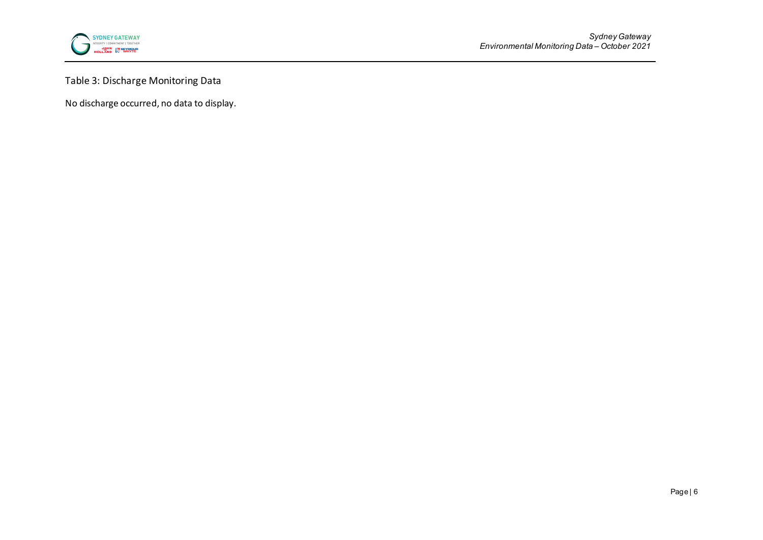Table 3: Discharge Monitoring Data

No discharge occurred, no data to display.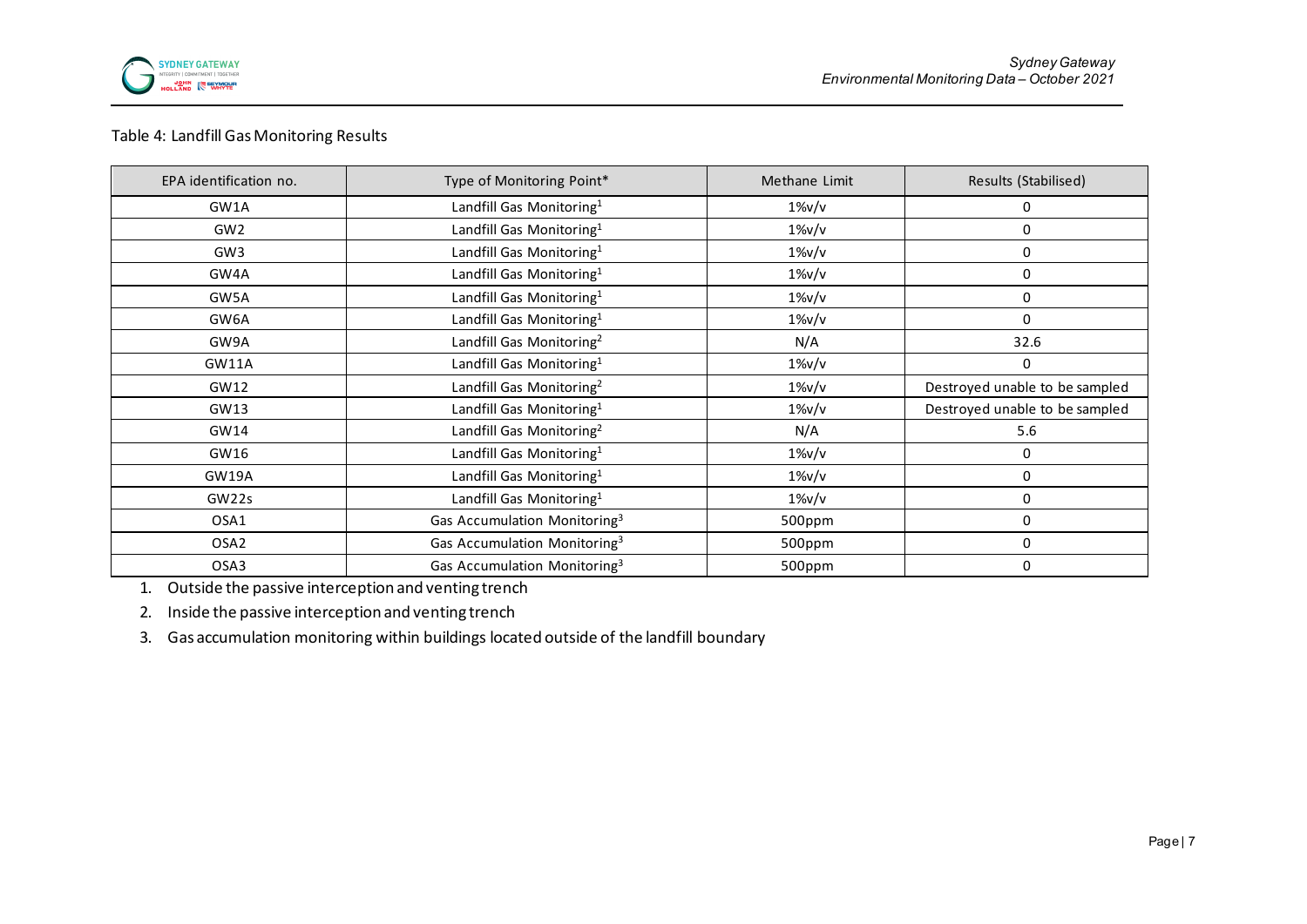Table 4: Landfill Gas Monitoring Results

| EPA identification no. | Type of Monitoring Point* | Methane Limit | Results (Stabilised) |
|---|---|---|---|
| GW1A | Landfill Gas Monitoring[1] | 1%v/v | 0 |
| GW2 | Landfill Gas Monitoring[1] | 1%v/v | 0 |
| GW3 | Landfill Gas Monitoring[1] | 1%v/v | 0 |
| GW4A | Landfill Gas Monitoring[1] | 1%v/v | 0 |
| GW5A | Landfill Gas Monitoring[1] | 1%v/v | 0 |
| GW6A | Landfill Gas Monitoring[1] | 1%v/v | 0 |
| GW9A | Landfill Gas Monitoring[2] | N/A | 32.6 |
| GW11A | Landfill Gas Monitoring[1] | 1%v/v | 0 |
| GW12 | Landfill Gas Monitoring[2] | 1%v/v | Destroyed unable to be sampled |
| GW13 | Landfill Gas Monitoring[1] | 1%v/v | Destroyed unable to be sampled |
| GW14 | Landfill Gas Monitoring[2] | N/A | 5.6 |
| GW16 | Landfill Gas Monitoring[1] | 1%v/v | 0 |
| GW19A | Landfill Gas Monitoring[1] | 1%v/v | 0 |
| GW22s | Landfill Gas Monitoring[1] | 1%v/v | 0 |
| OSA1 | Gas Accumulation Monitoring[3] | 500ppm | 0 |
| OSA2 | Gas Accumulation Monitoring[3] | 500ppm | 0 |
| OSA3 | Gas Accumulation Monitoring[3] | 500ppm | 0 |

1. Outside the passive interception and venting trench
2. Inside the passive interception and venting trench
3. Gas accumulation monitoring within buildings located outside of the landfill boundary